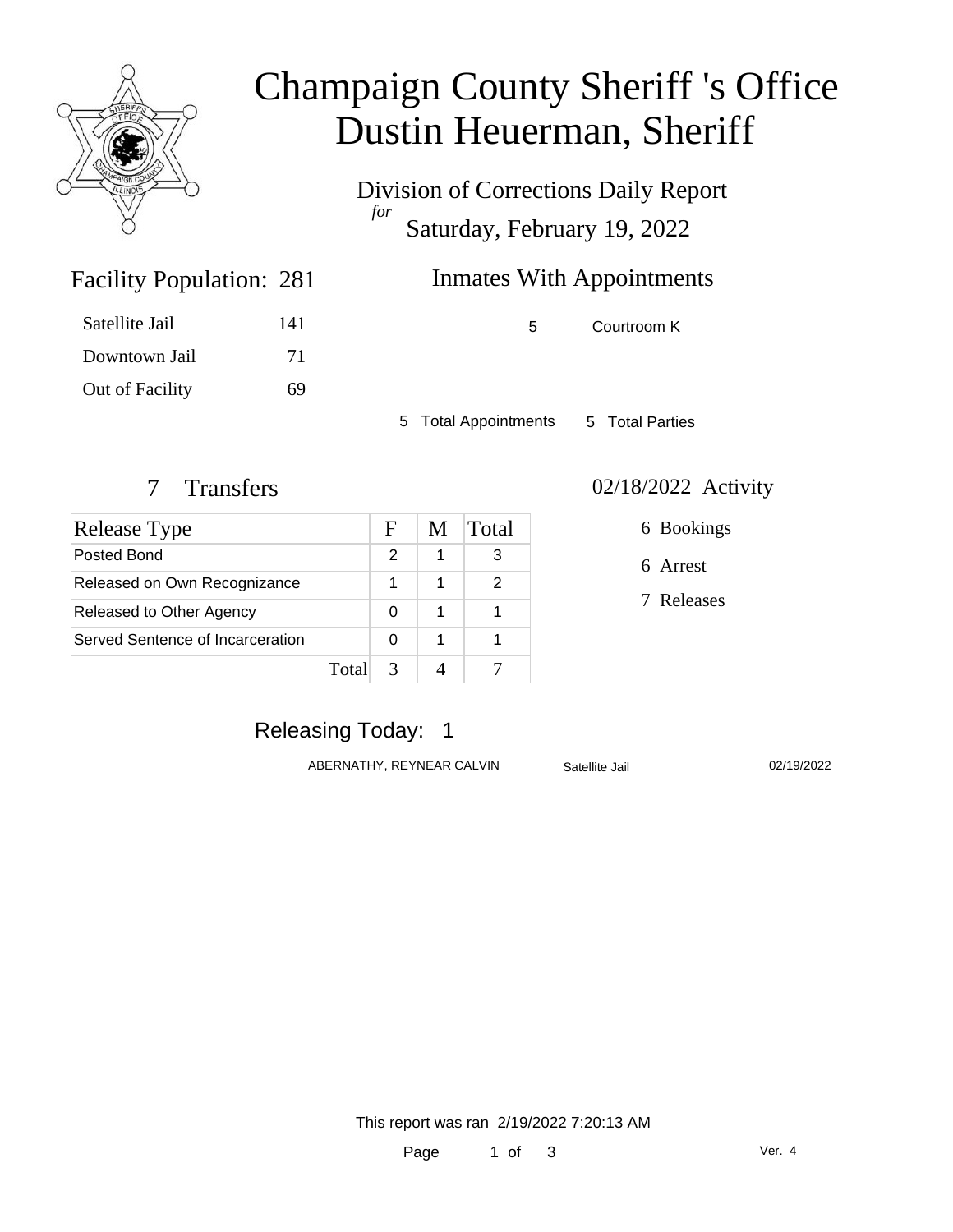# Champaign County Sheriff 's Office
# Dustin Heuerman, Sheriff

Division of Corrections Daily Report
*for*
Saturday, February 19, 2022

## Facility Population: 281

| | |
|---|---|
| Satellite Jail | 141 |
| Downtown Jail | 71 |
| Out of Facility | 69 |

## Inmates With Appointments

| | |
|---|---|
| 5 | Courtroom K |

5 Total Appointments    5 Total Parties

## 7 Transfers

| Release Type | F | M | Total |
|---|---|---|---|
| Posted Bond | 2 | 1 | 3 |
| Released on Own Recognizance | 1 | 1 | 2 |
| Released to Other Agency | 0 | 1 | 1 |
| Served Sentence of Incarceration | 0 | 1 | 1 |
| Total | 3 | 4 | 7 |

## 02/18/2022 Activity

6 Bookings

6 Arrest

7 Releases

## Releasing Today: 1

| | | |
|---|---|---|
| ABERNATHY, REYNEAR CALVIN | Satellite Jail | 02/19/2022 |

This report was ran 2/19/2022 7:20:13 AM

Ver. 4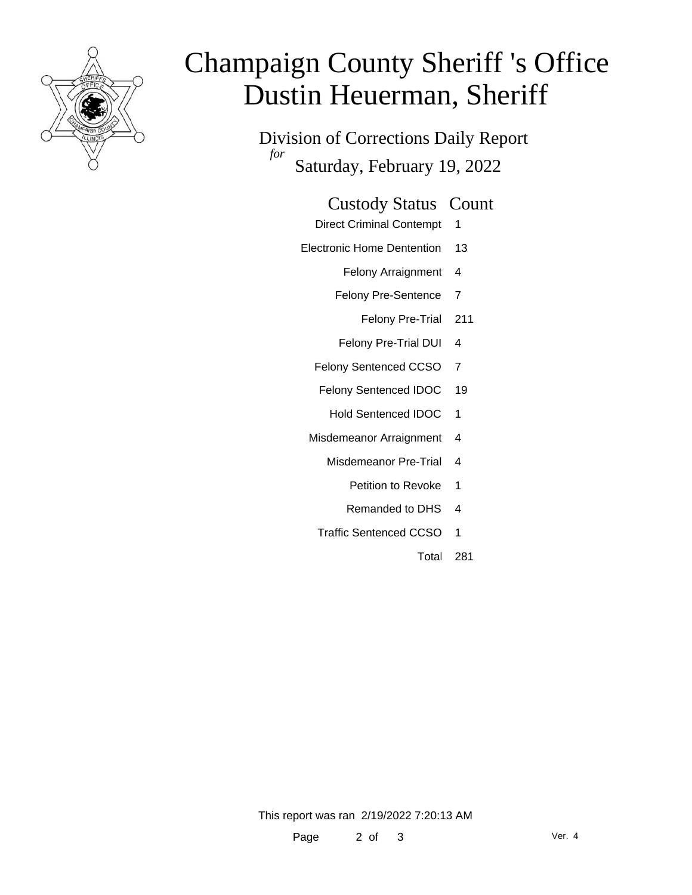# Champaign County Sheriff 's Office
# Dustin Heuerman, Sheriff

Division of Corrections Daily Report
*for*
Saturday, February 19, 2022

| Custody Status | Count |
| --- | --- |
| Direct Criminal Contempt | 1 |
| Electronic Home Dentention | 13 |
| Felony Arraignment | 4 |
| Felony Pre-Sentence | 7 |
| Felony Pre-Trial | 211 |
| Felony Pre-Trial DUI | 4 |
| Felony Sentenced CCSO | 7 |
| Felony Sentenced IDOC | 19 |
| Hold Sentenced IDOC | 1 |
| Misdemeanor Arraignment | 4 |
| Misdemeanor Pre-Trial | 4 |
| Petition to Revoke | 1 |
| Remanded to DHS | 4 |
| Traffic Sentenced CCSO | 1 |
| Total | 281 |

This report was ran 2/19/2022 7:20:13 AM

Ver. 4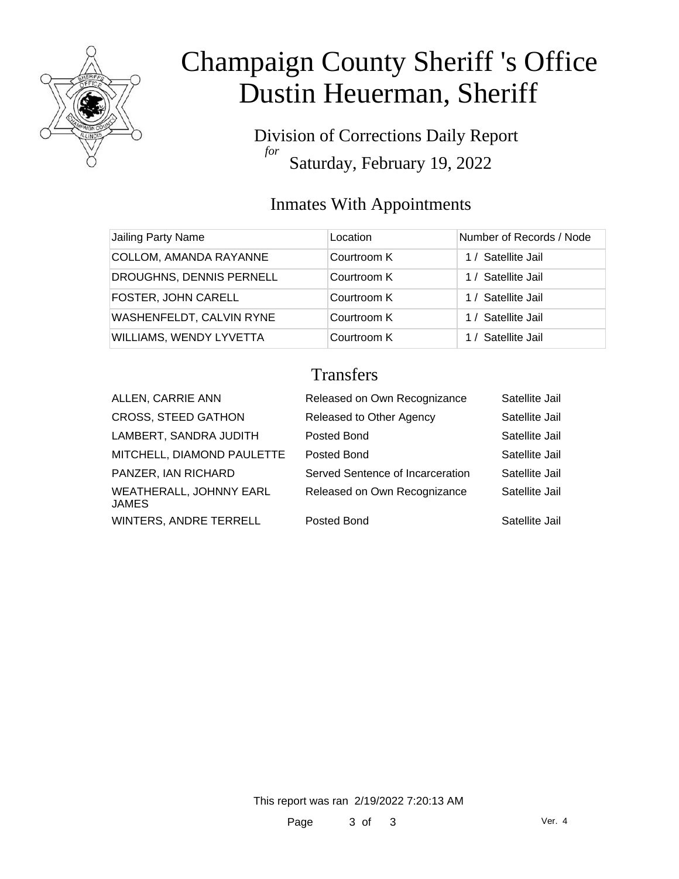# Champaign County Sheriff 's Office
# Dustin Heuerman, Sheriff

Division of Corrections Daily Report
*for*
Saturday, February 19, 2022

## Inmates With Appointments

| Jailing Party Name | Location | Number of Records / Node |
|---|---|---|
| COLLOM, AMANDA RAYANNE | Courtroom K | 1 / Satellite Jail |
| DROUGHNS, DENNIS PERNELL | Courtroom K | 1 / Satellite Jail |
| FOSTER, JOHN CARELL | Courtroom K | 1 / Satellite Jail |
| WASHENFELDT, CALVIN RYNE | Courtroom K | 1 / Satellite Jail |
| WILLIAMS, WENDY LYVETTA | Courtroom K | 1 / Satellite Jail |

## Transfers

| | | |
|---|---|---|
| ALLEN, CARRIE ANN | Released on Own Recognizance | Satellite Jail |
| CROSS, STEED GATHON | Released to Other Agency | Satellite Jail |
| LAMBERT, SANDRA JUDITH | Posted Bond | Satellite Jail |
| MITCHELL, DIAMOND PAULETTE | Posted Bond | Satellite Jail |
| PANZER, IAN RICHARD | Served Sentence of Incarceration | Satellite Jail |
| WEATHERALL, JOHNNY EARL JAMES | Released on Own Recognizance | Satellite Jail |
| WINTERS, ANDRE TERRELL | Posted Bond | Satellite Jail |

This report was ran 2/19/2022 7:20:13 AM

Ver. 4